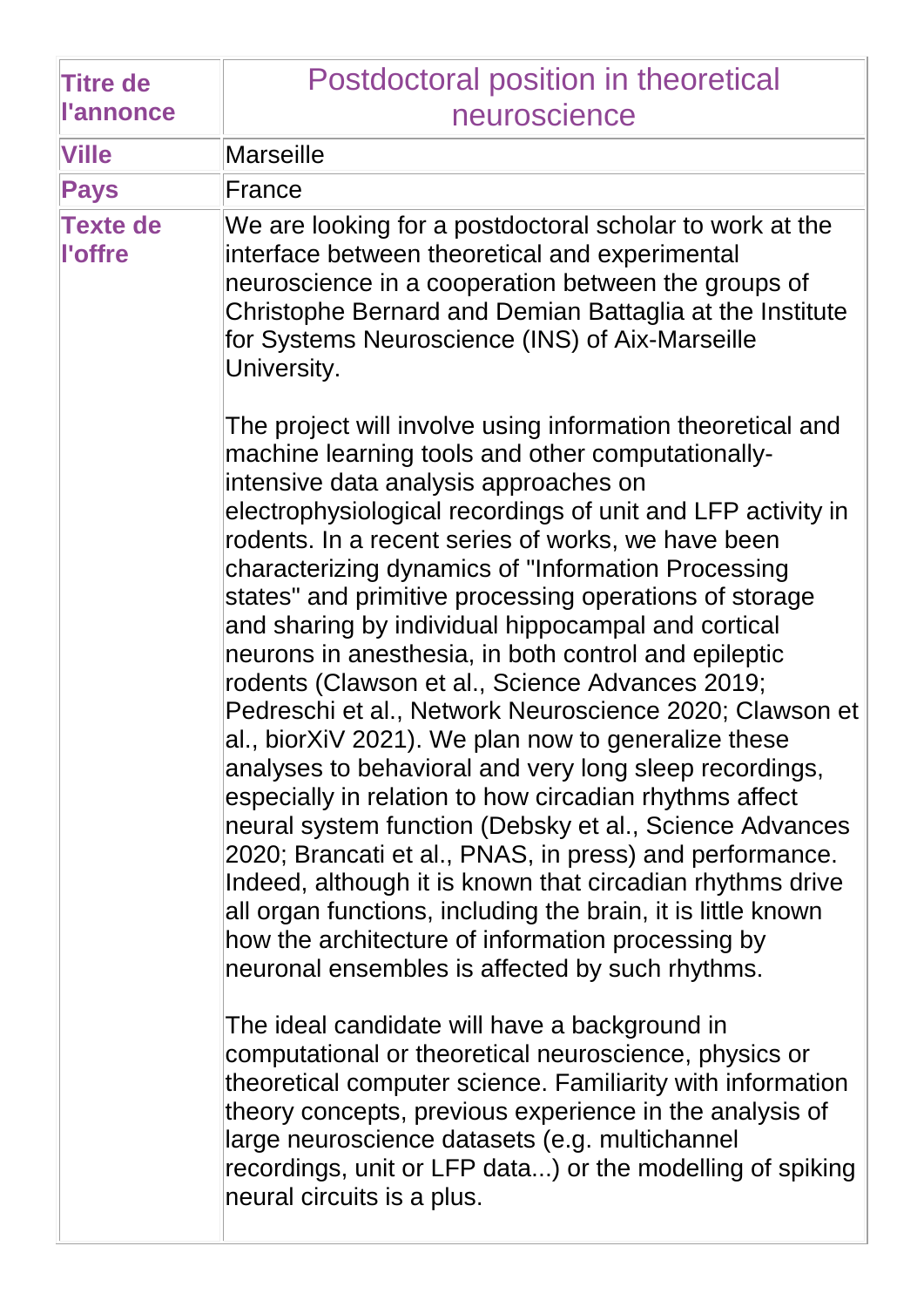| Titre de l'annonce | Postdoctoral position in theoretical neuroscience |
| --- | --- |
| Ville | Marseille |
| Pays | France |
| Texte de l'offre | We are looking for a postdoctoral scholar to work at the interface between theoretical and experimental neuroscience in a cooperation between the groups of Christophe Bernard and Demian Battaglia at the Institute for Systems Neuroscience (INS) of Aix-Marseille University.<br><br>The project will involve using information theoretical and machine learning tools and other computationally-intensive data analysis approaches on electrophysiological recordings of unit and LFP activity in rodents. In a recent series of works, we have been characterizing dynamics of "Information Processing states" and primitive processing operations of storage and sharing by individual hippocampal and cortical neurons in anesthesia, in both control and epileptic rodents (Clawson et al., Science Advances 2019; Pedreschi et al., Network Neuroscience 2020; Clawson et al., biorXiV 2021). We plan now to generalize these analyses to behavioral and very long sleep recordings, especially in relation to how circadian rhythms affect neural system function (Debsky et al., Science Advances 2020; Brancati et al., PNAS, in press) and performance. Indeed, although it is known that circadian rhythms drive all organ functions, including the brain, it is little known how the architecture of information processing by neuronal ensembles is affected by such rhythms.<br><br>The ideal candidate will have a background in computational or theoretical neuroscience, physics or theoretical computer science. Familiarity with information theory concepts, previous experience in the analysis of large neuroscience datasets (e.g. multichannel recordings, unit or LFP data...) or the modelling of spiking neural circuits is a plus. |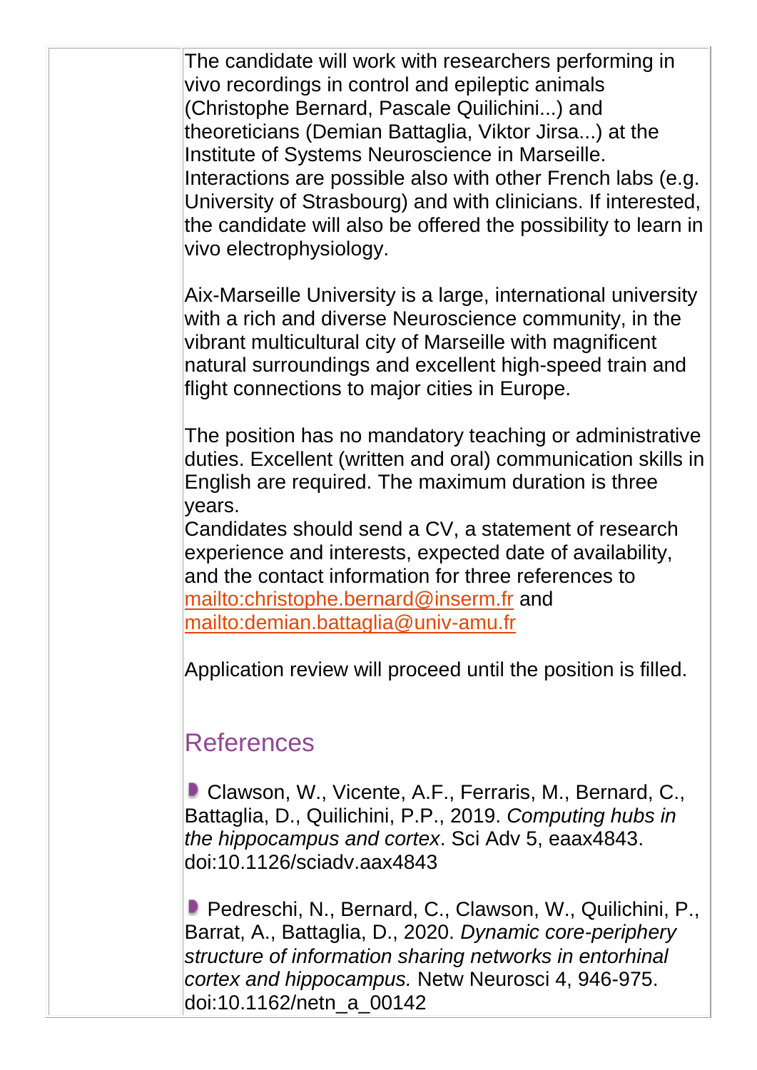The candidate will work with researchers performing in vivo recordings in control and epileptic animals (Christophe Bernard, Pascale Quilichini...) and theoreticians (Demian Battaglia, Viktor Jirsa...) at the Institute of Systems Neuroscience in Marseille. Interactions are possible also with other French labs (e.g. University of Strasbourg) and with clinicians. If interested, the candidate will also be offered the possibility to learn in vivo electrophysiology.

Aix-Marseille University is a large, international university with a rich and diverse Neuroscience community, in the vibrant multicultural city of Marseille with magnificent natural surroundings and excellent high-speed train and flight connections to major cities in Europe.

The position has no mandatory teaching or administrative duties. Excellent (written and oral) communication skills in English are required. The maximum duration is three years.

Candidates should send a CV, a statement of research experience and interests, expected date of availability, and the contact information for three references to [mailto:christophe.bernard@inserm.fr](mailto:christophe.bernard@inserm.fr) and [mailto:demian.battaglia@univ-amu.fr](mailto:demian.battaglia@univ-amu.fr)

Application review will proceed until the position is filled.

## References

- Clawson, W., Vicente, A.F., Ferraris, M., Bernard, C., Battaglia, D., Quilichini, P.P., 2019. *Computing hubs in the hippocampus and cortex*. Sci Adv 5, eaax4843. doi:10.1126/sciadv.aax4843

- Pedreschi, N., Bernard, C., Clawson, W., Quilichini, P., Barrat, A., Battaglia, D., 2020. *Dynamic core-periphery structure of information sharing networks in entorhinal cortex and hippocampus.* Netw Neurosci 4, 946-975. doi:10.1162/netn_a_00142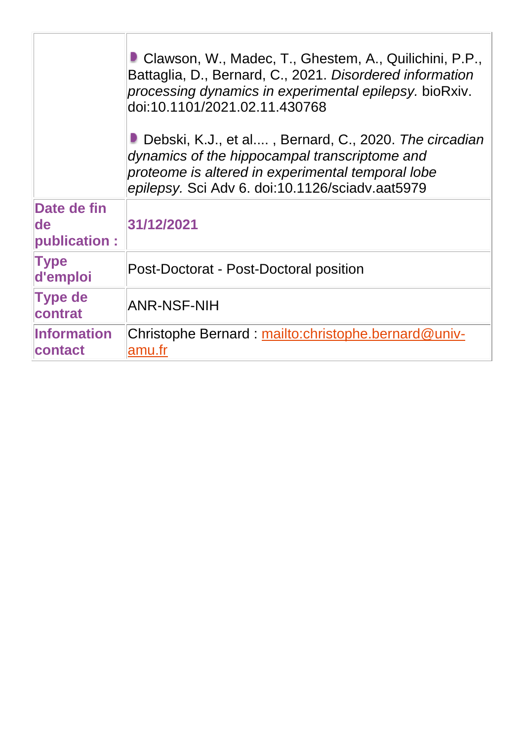| | |
|---|---|
| | Clawson, W., Madec, T., Ghestem, A., Quilichini, P.P., Battaglia, D., Bernard, C., 2021. *Disordered information processing dynamics in experimental epilepsy.* bioRxiv. doi:10.1101/2021.02.11.430768<br><br>Debski, K.J., et al.... , Bernard, C., 2020. *The circadian dynamics of the hippocampal transcriptome and proteome is altered in experimental temporal lobe epilepsy.* Sci Adv 6. doi:10.1126/sciadv.aat5979 |
| **Date de fin de publication :** | **31/12/2021** |
| **Type d'emploi** | Post-Doctorat - Post-Doctoral position |
| **Type de contrat** | ANR-NSF-NIH |
| **Information contact** | Christophe Bernard : mailto:christophe.bernard@univ-amu.fr |